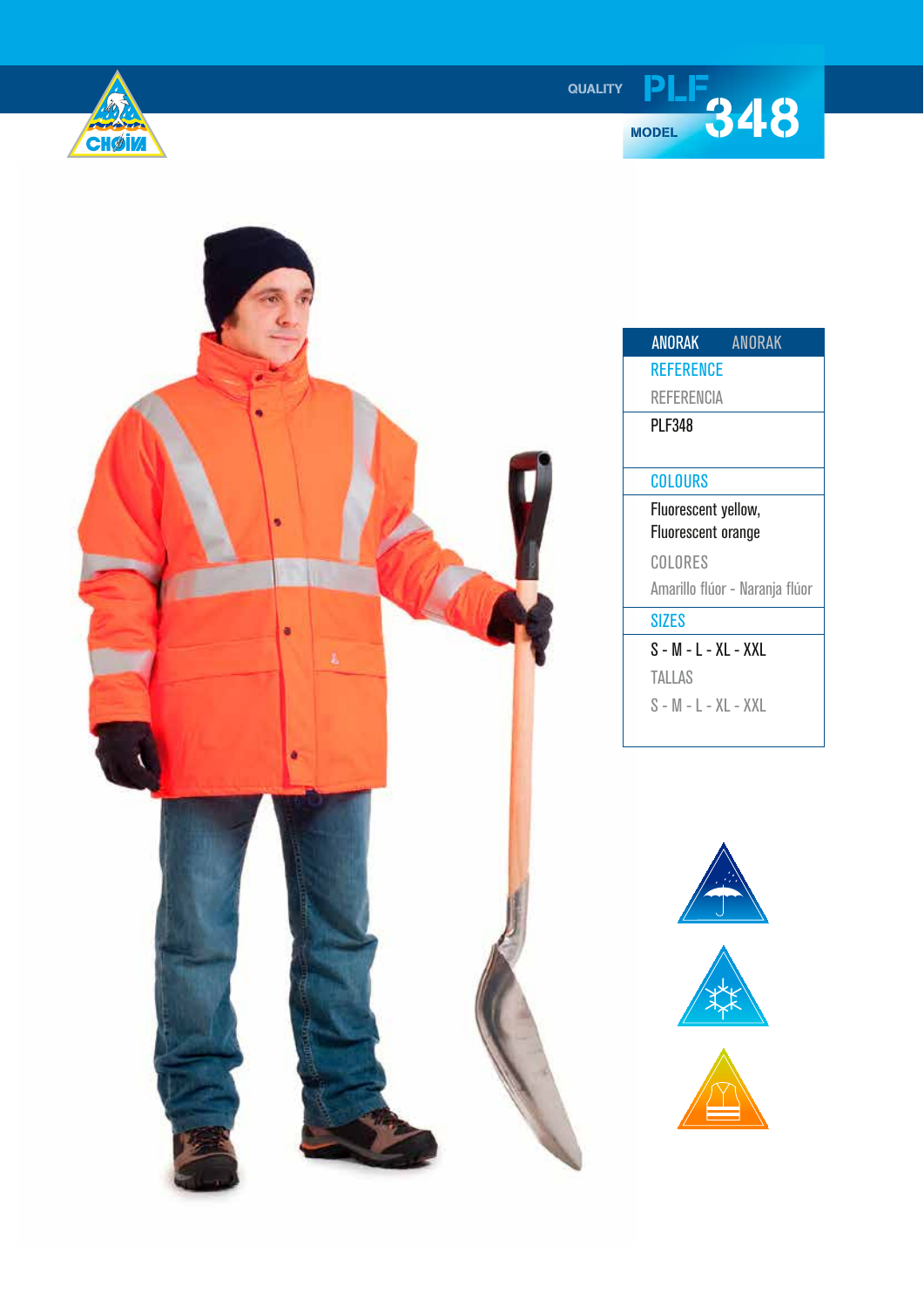QUALITY **PLF**

MODEL **348**

| ANORAK | ANORAK |
|---|---|
| REFERENCE | |
| REFERENCIA | |
| PLF348 | |
| COLOURS | |
| Fluorescent yellow, Fluorescent orange | |
| COLORES | |
| Amarillo flúor - Naranja flúor | |
| SIZES | |
| S - M - L - XL - XXL | |
| TALLAS | |
| S - M - L - XL - XXL | |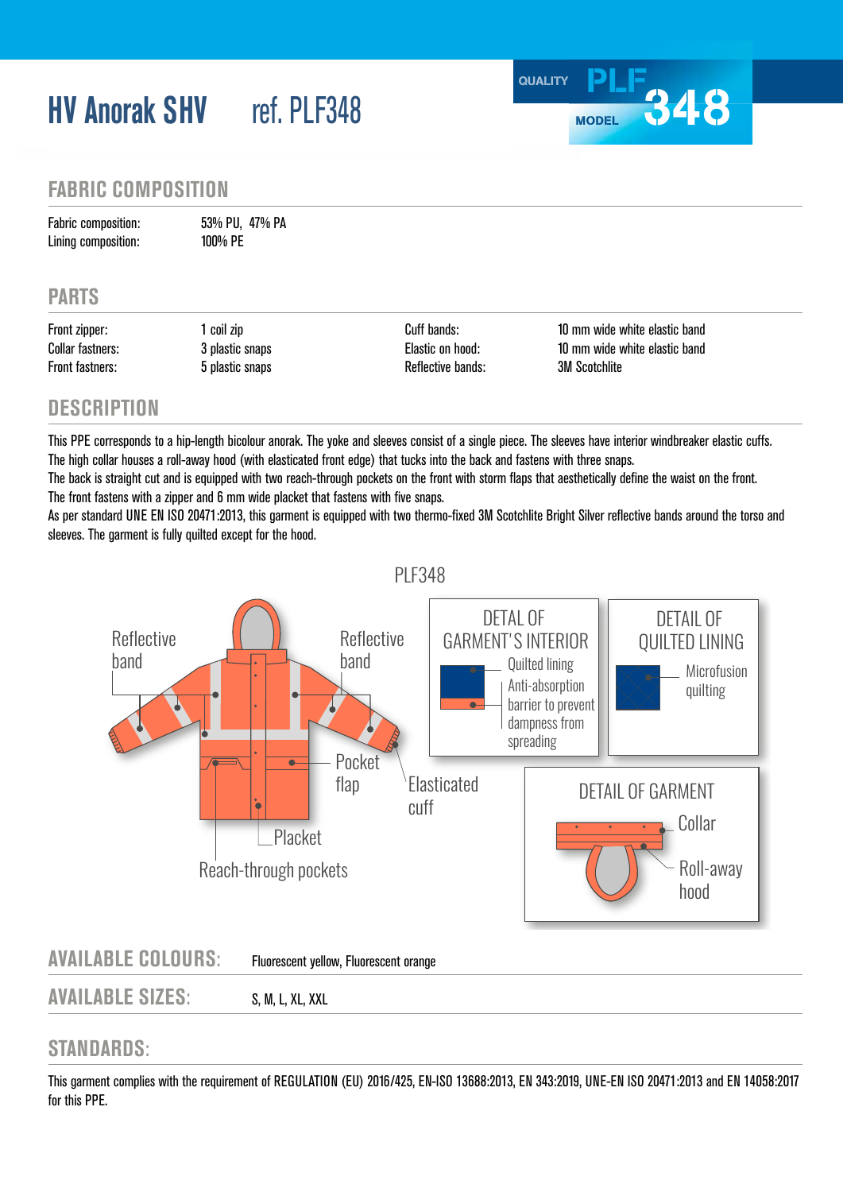# HV Anorak SHV ref. PLF348

QUALITY PLF 348 MODEL

## FABRIC COMPOSITION

| | |
|---|---|
| Fabric composition: | 53% PU, 47% PA |
| Lining composition: | 100% PE |

## PARTS

| | | | |
|---|---|---|---|
| Front zipper: | 1 coil zip | Cuff bands: | 10 mm wide white elastic band |
| Collar fastners: | 3 plastic snaps | Elastic on hood: | 10 mm wide white elastic band |
| Front fastners: | 5 plastic snaps | Reflective bands: | 3M Scotchlite |

## DESCRIPTION

This PPE corresponds to a hip-length bicolour anorak. The yoke and sleeves consist of a single piece. The sleeves have interior windbreaker elastic cuffs.
The high collar houses a roll-away hood (with elasticated front edge) that tucks into the back and fastens with three snaps.
The back is straight cut and is equipped with two reach-through pockets on the front with storm flaps that aesthetically define the waist on the front.
The front fastens with a zipper and 6 mm wide placket that fastens with five snaps.
As per standard UNE EN ISO 20471:2013, this garment is equipped with two thermo-fixed 3M Scotchlite Bright Silver reflective bands around the torso and sleeves. The garment is fully quilted except for the hood.

PLF348

Reflective band
Reflective band
Pocket flap
Elasticated cuff
Placket
Reach-through pockets

DETAL OF GARMENT'S INTERIOR
Quilted lining
Anti-absorption barrier to prevent dampness from spreading

DETAIL OF QUILTED LINING
Microfusion quilting

DETAIL OF GARMENT
Collar
Roll-away hood

## AVAILABLE COLOURS:

Fluorescent yellow, Fluorescent orange

## AVAILABLE SIZES:

S, M, L, XL, XXL

## STANDARDS:

This garment complies with the requirement of REGULATION (EU) 2016/425, EN-ISO 13688:2013, EN 343:2019, UNE-EN ISO 20471:2013 and EN 14058:2017 for this PPE.